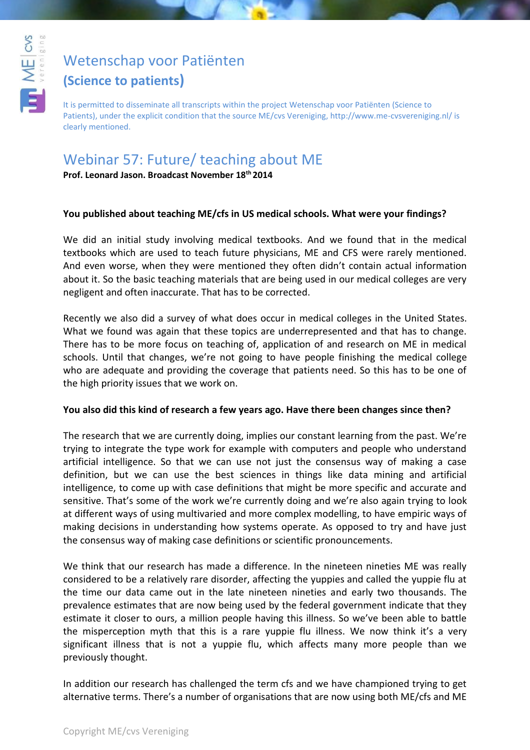# Wetenschap voor Patiënten
## (Science to patients)

It is permitted to disseminate all transcripts within the project Wetenschap voor Patiënten (Science to Patients), under the explicit condition that the source ME/cvs Vereniging, http://www.me-cvsvereniging.nl/ is clearly mentioned.

# Webinar 57: Future/ teaching about ME

**Prof. Leonard Jason. Broadcast November 18th 2014**

**You published about teaching ME/cfs in US medical schools. What were your findings?**

We did an initial study involving medical textbooks. And we found that in the medical textbooks which are used to teach future physicians, ME and CFS were rarely mentioned. And even worse, when they were mentioned they often didn't contain actual information about it. So the basic teaching materials that are being used in our medical colleges are very negligent and often inaccurate. That has to be corrected.

Recently we also did a survey of what does occur in medical colleges in the United States. What we found was again that these topics are underrepresented and that has to change. There has to be more focus on teaching of, application of and research on ME in medical schools. Until that changes, we're not going to have people finishing the medical college who are adequate and providing the coverage that patients need. So this has to be one of the high priority issues that we work on.

**You also did this kind of research a few years ago. Have there been changes since then?**

The research that we are currently doing, implies our constant learning from the past. We're trying to integrate the type work for example with computers and people who understand artificial intelligence. So that we can use not just the consensus way of making a case definition, but we can use the best sciences in things like data mining and artificial intelligence, to come up with case definitions that might be more specific and accurate and sensitive. That's some of the work we're currently doing and we're also again trying to look at different ways of using multivaried and more complex modelling, to have empiric ways of making decisions in understanding how systems operate. As opposed to try and have just the consensus way of making case definitions or scientific pronouncements.

We think that our research has made a difference. In the nineteen nineties ME was really considered to be a relatively rare disorder, affecting the yuppies and called the yuppie flu at the time our data came out in the late nineteen nineties and early two thousands. The prevalence estimates that are now being used by the federal government indicate that they estimate it closer to ours, a million people having this illness. So we've been able to battle the misperception myth that this is a rare yuppie flu illness. We now think it's a very significant illness that is not a yuppie flu, which affects many more people than we previously thought.

In addition our research has challenged the term cfs and we have championed trying to get alternative terms. There's a number of organisations that are now using both ME/cfs and ME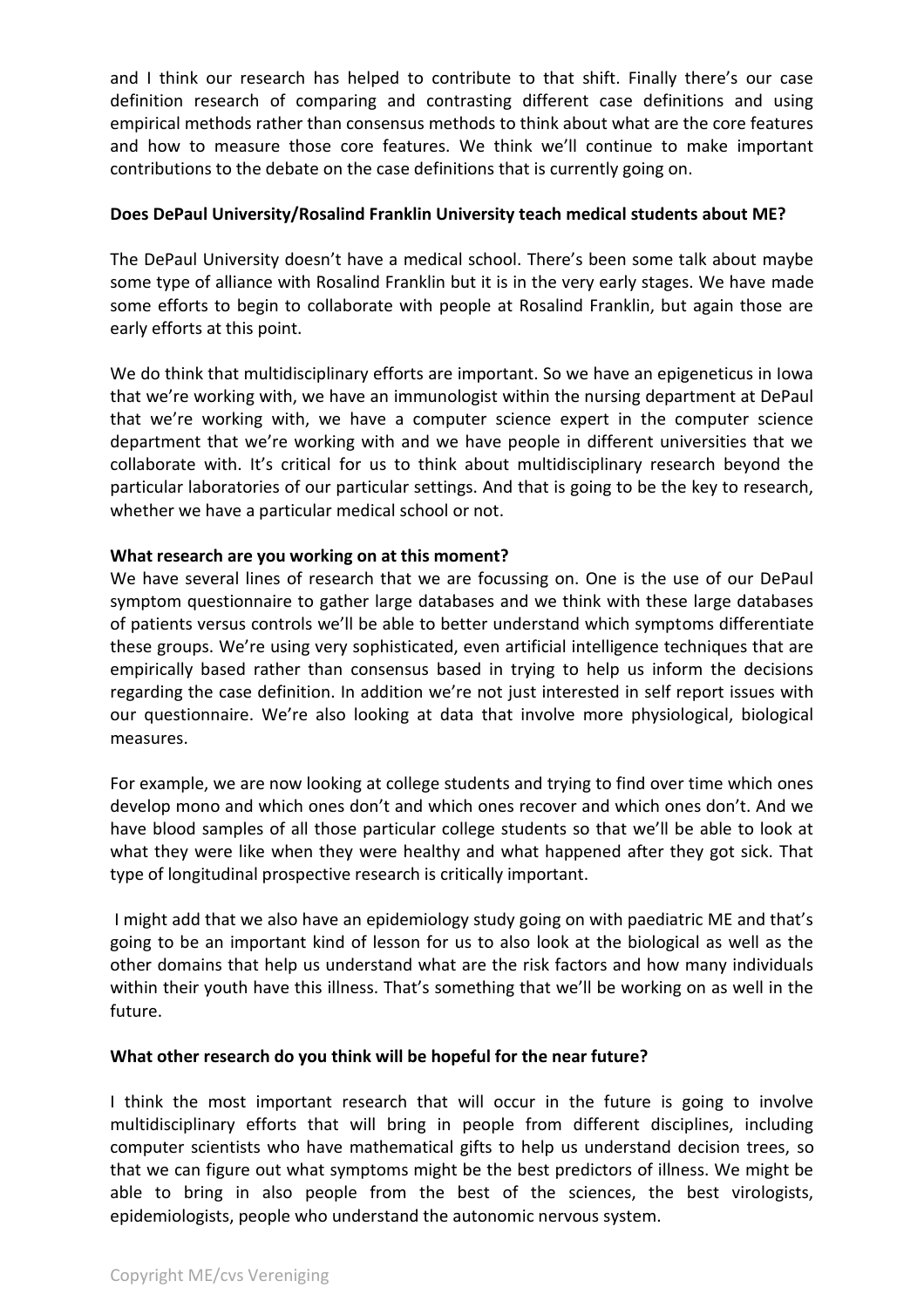and I think our research has helped to contribute to that shift. Finally there's our case definition research of comparing and contrasting different case definitions and using empirical methods rather than consensus methods to think about what are the core features and how to measure those core features. We think we'll continue to make important contributions to the debate on the case definitions that is currently going on.

**Does DePaul University/Rosalind Franklin University teach medical students about ME?**

The DePaul University doesn't have a medical school. There's been some talk about maybe some type of alliance with Rosalind Franklin but it is in the very early stages. We have made some efforts to begin to collaborate with people at Rosalind Franklin, but again those are early efforts at this point.

We do think that multidisciplinary efforts are important. So we have an epigeneticus in Iowa that we're working with, we have an immunologist within the nursing department at DePaul that we're working with, we have a computer science expert in the computer science department that we're working with and we have people in different universities that we collaborate with. It's critical for us to think about multidisciplinary research beyond the particular laboratories of our particular settings. And that is going to be the key to research, whether we have a particular medical school or not.

**What research are you working on at this moment?**

We have several lines of research that we are focussing on. One is the use of our DePaul symptom questionnaire to gather large databases and we think with these large databases of patients versus controls we'll be able to better understand which symptoms differentiate these groups. We're using very sophisticated, even artificial intelligence techniques that are empirically based rather than consensus based in trying to help us inform the decisions regarding the case definition. In addition we're not just interested in self report issues with our questionnaire. We're also looking at data that involve more physiological, biological measures.

For example, we are now looking at college students and trying to find over time which ones develop mono and which ones don't and which ones recover and which ones don't. And we have blood samples of all those particular college students so that we'll be able to look at what they were like when they were healthy and what happened after they got sick. That type of longitudinal prospective research is critically important.

I might add that we also have an epidemiology study going on with paediatric ME and that's going to be an important kind of lesson for us to also look at the biological as well as the other domains that help us understand what are the risk factors and how many individuals within their youth have this illness. That's something that we'll be working on as well in the future.

**What other research do you think will be hopeful for the near future?**

I think the most important research that will occur in the future is going to involve multidisciplinary efforts that will bring in people from different disciplines, including computer scientists who have mathematical gifts to help us understand decision trees, so that we can figure out what symptoms might be the best predictors of illness. We might be able to bring in also people from the best of the sciences, the best virologists, epidemiologists, people who understand the autonomic nervous system.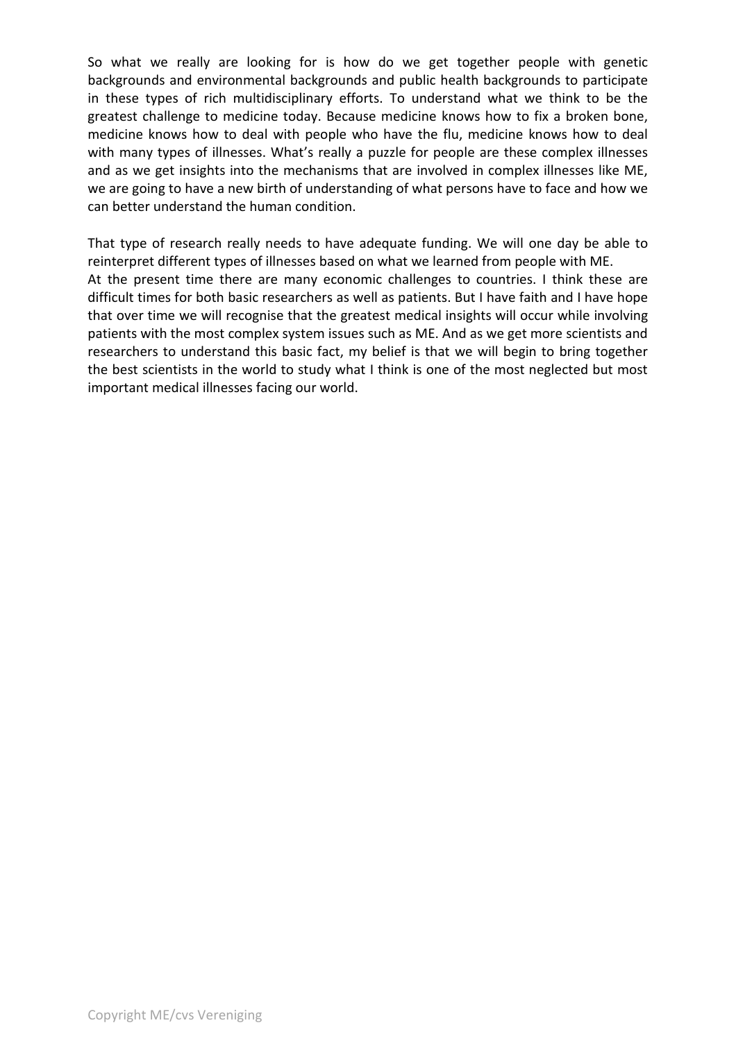So what we really are looking for is how do we get together people with genetic backgrounds and environmental backgrounds and public health backgrounds to participate in these types of rich multidisciplinary efforts. To understand what we think to be the greatest challenge to medicine today. Because medicine knows how to fix a broken bone, medicine knows how to deal with people who have the flu, medicine knows how to deal with many types of illnesses. What's really a puzzle for people are these complex illnesses and as we get insights into the mechanisms that are involved in complex illnesses like ME, we are going to have a new birth of understanding of what persons have to face and how we can better understand the human condition.

That type of research really needs to have adequate funding. We will one day be able to reinterpret different types of illnesses based on what we learned from people with ME.
At the present time there are many economic challenges to countries. I think these are difficult times for both basic researchers as well as patients. But I have faith and I have hope that over time we will recognise that the greatest medical insights will occur while involving patients with the most complex system issues such as ME. And as we get more scientists and researchers to understand this basic fact, my belief is that we will begin to bring together the best scientists in the world to study what I think is one of the most neglected but most important medical illnesses facing our world.